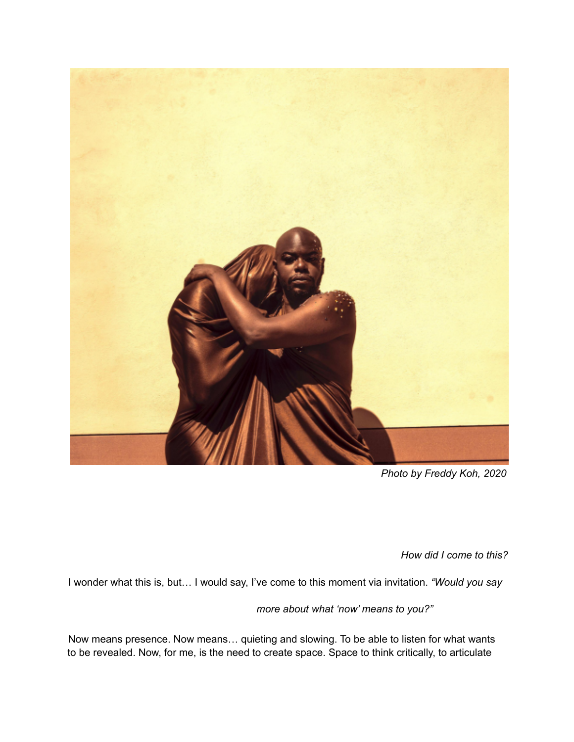*Photo by Freddy Koh, 2020*

*How did I come to this?*

I wonder what this is, but… I would say, I've come to this moment via invitation. *"Would you say more about what 'now' means to you?"*

Now means presence. Now means… quieting and slowing. To be able to listen for what wants to be revealed. Now, for me, is the need to create space. Space to think critically, to articulate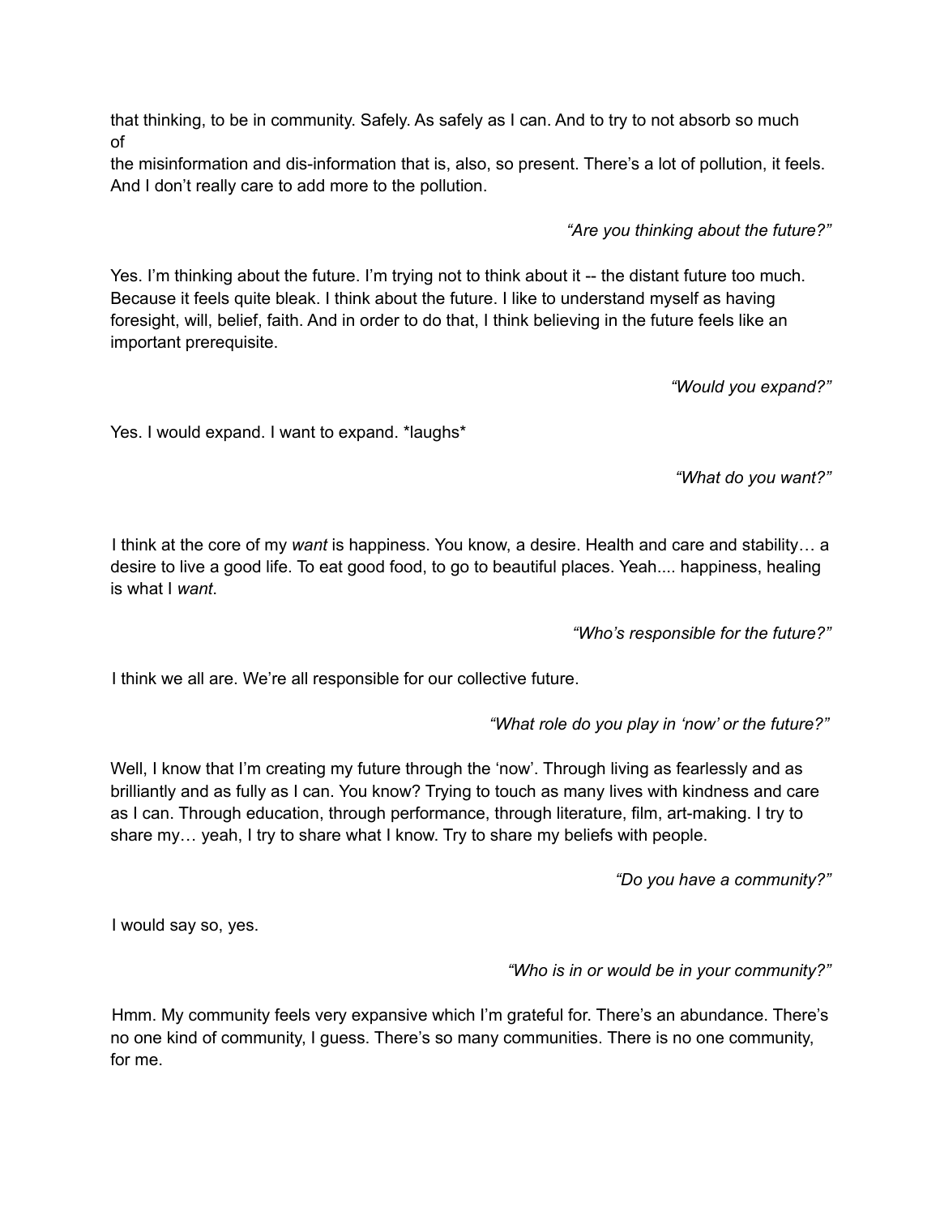that thinking, to be in community. Safely. As safely as I can. And to try to not absorb so much of
the misinformation and dis-information that is, also, so present. There's a lot of pollution, it feels. And I don't really care to add more to the pollution.

*"Are you thinking about the future?"*

Yes. I'm thinking about the future. I'm trying not to think about it -- the distant future too much. Because it feels quite bleak. I think about the future. I like to understand myself as having foresight, will, belief, faith. And in order to do that, I think believing in the future feels like an important prerequisite.

*"Would you expand?"*

Yes. I would expand. I want to expand. *laughs*

*"What do you want?"*

I think at the core of my *want* is happiness. You know, a desire. Health and care and stability… a desire to live a good life. To eat good food, to go to beautiful places. Yeah.... happiness, healing is what I *want*.

*"Who's responsible for the future?"*

I think we all are. We're all responsible for our collective future.

*"What role do you play in 'now' or the future?"*

Well, I know that I'm creating my future through the 'now'. Through living as fearlessly and as brilliantly and as fully as I can. You know? Trying to touch as many lives with kindness and care as I can. Through education, through performance, through literature, film, art-making. I try to share my… yeah, I try to share what I know. Try to share my beliefs with people.

*"Do you have a community?"*

I would say so, yes.

*"Who is in or would be in your community?"*

Hmm. My community feels very expansive which I'm grateful for. There's an abundance. There's no one kind of community, I guess. There's so many communities. There is no one community, for me.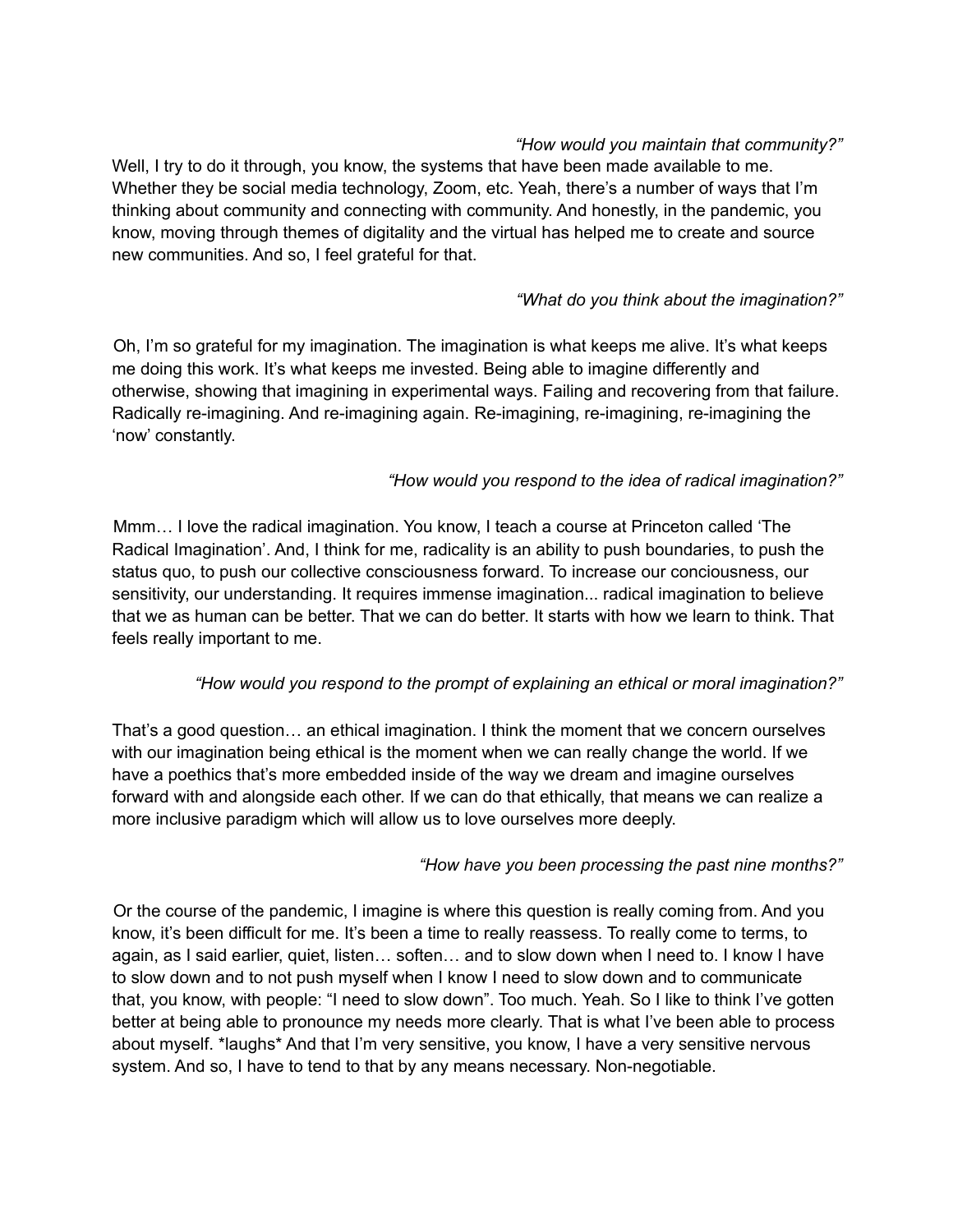*"How would you maintain that community?"*

Well, I try to do it through, you know, the systems that have been made available to me. Whether they be social media technology, Zoom, etc. Yeah, there's a number of ways that I'm thinking about community and connecting with community. And honestly, in the pandemic, you know, moving through themes of digitality and the virtual has helped me to create and source new communities. And so, I feel grateful for that.

*"What do you think about the imagination?"*

Oh, I'm so grateful for my imagination. The imagination is what keeps me alive. It's what keeps me doing this work. It's what keeps me invested. Being able to imagine differently and otherwise, showing that imagining in experimental ways. Failing and recovering from that failure. Radically re-imagining. And re-imagining again. Re-imagining, re-imagining, re-imagining the 'now' constantly.

*"How would you respond to the idea of radical imagination?"*

Mmm… I love the radical imagination. You know, I teach a course at Princeton called 'The Radical Imagination'. And, I think for me, radicality is an ability to push boundaries, to push the status quo, to push our collective consciousness forward. To increase our conciousness, our sensitivity, our understanding. It requires immense imagination... radical imagination to believe that we as human can be better. That we can do better. It starts with how we learn to think. That feels really important to me.

*"How would you respond to the prompt of explaining an ethical or moral imagination?"*

That's a good question… an ethical imagination. I think the moment that we concern ourselves with our imagination being ethical is the moment when we can really change the world. If we have a poethics that's more embedded inside of the way we dream and imagine ourselves forward with and alongside each other. If we can do that ethically, that means we can realize a more inclusive paradigm which will allow us to love ourselves more deeply.

*"How have you been processing the past nine months?"*

Or the course of the pandemic, I imagine is where this question is really coming from. And you know, it's been difficult for me. It's been a time to really reassess. To really come to terms, to again, as I said earlier, quiet, listen… soften… and to slow down when I need to. I know I have to slow down and to not push myself when I know I need to slow down and to communicate that, you know, with people: "I need to slow down". Too much. Yeah. So I like to think I've gotten better at being able to pronounce my needs more clearly. That is what I've been able to process about myself. *laughs* And that I'm very sensitive, you know, I have a very sensitive nervous system. And so, I have to tend to that by any means necessary. Non-negotiable.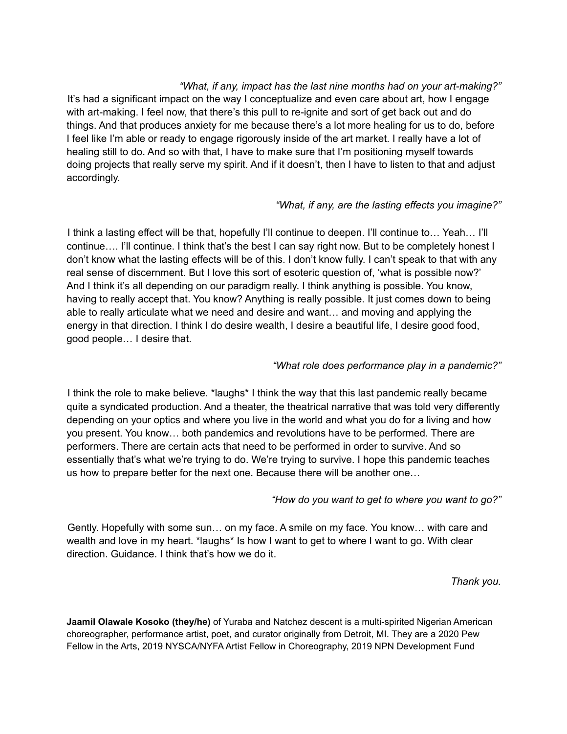*"What, if any, impact has the last nine months had on your art-making?"*

It's had a significant impact on the way I conceptualize and even care about art, how I engage with art-making. I feel now, that there's this pull to re-ignite and sort of get back out and do things. And that produces anxiety for me because there's a lot more healing for us to do, before I feel like I'm able or ready to engage rigorously inside of the art market. I really have a lot of healing still to do. And so with that, I have to make sure that I'm positioning myself towards doing projects that really serve my spirit. And if it doesn't, then I have to listen to that and adjust accordingly.

*"What, if any, are the lasting effects you imagine?"*

I think a lasting effect will be that, hopefully I'll continue to deepen. I'll continue to… Yeah… I'll continue…. I'll continue. I think that's the best I can say right now. But to be completely honest I don't know what the lasting effects will be of this. I don't know fully. I can't speak to that with any real sense of discernment. But I love this sort of esoteric question of, 'what is possible now?' And I think it's all depending on our paradigm really. I think anything is possible. You know, having to really accept that. You know? Anything is really possible. It just comes down to being able to really articulate what we need and desire and want… and moving and applying the energy in that direction. I think I do desire wealth, I desire a beautiful life, I desire good food, good people… I desire that.

*"What role does performance play in a pandemic?"*

I think the role to make believe. *laughs* I think the way that this last pandemic really became quite a syndicated production. And a theater, the theatrical narrative that was told very differently depending on your optics and where you live in the world and what you do for a living and how you present. You know… both pandemics and revolutions have to be performed. There are performers. There are certain acts that need to be performed in order to survive. And so essentially that's what we're trying to do. We're trying to survive. I hope this pandemic teaches us how to prepare better for the next one. Because there will be another one…

*"How do you want to get to where you want to go?"*

Gently. Hopefully with some sun… on my face. A smile on my face. You know… with care and wealth and love in my heart. *laughs* Is how I want to get to where I want to go. With clear direction. Guidance. I think that's how we do it.

*Thank you.*

**Jaamil Olawale Kosoko (they/he)** of Yuraba and Natchez descent is a multi-spirited Nigerian American choreographer, performance artist, poet, and curator originally from Detroit, MI. They are a 2020 Pew Fellow in the Arts, 2019 NYSCA/NYFA Artist Fellow in Choreography, 2019 NPN Development Fund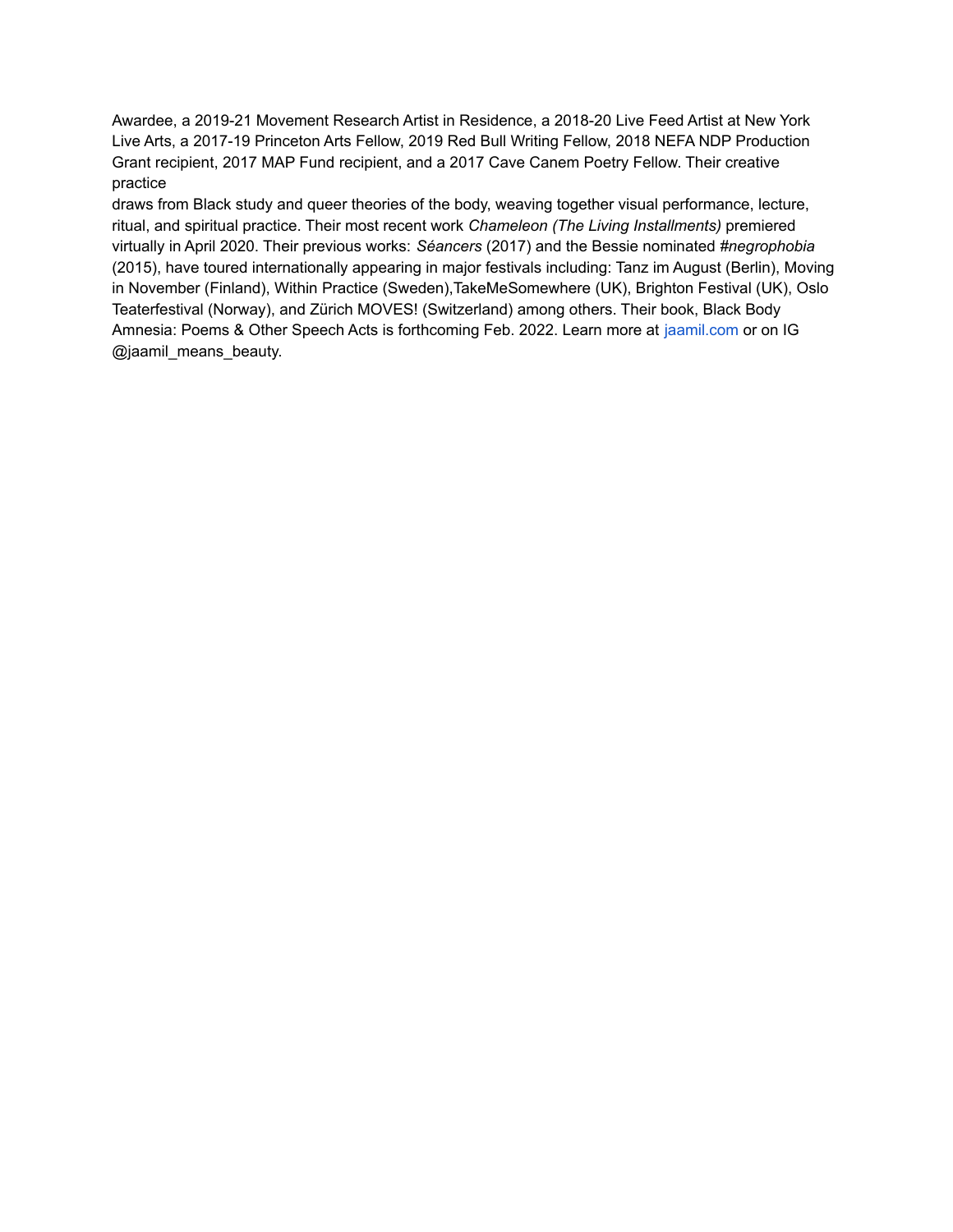Awardee, a 2019-21 Movement Research Artist in Residence, a 2018-20 Live Feed Artist at New York Live Arts, a 2017-19 Princeton Arts Fellow, 2019 Red Bull Writing Fellow, 2018 NEFA NDP Production Grant recipient, 2017 MAP Fund recipient, and a 2017 Cave Canem Poetry Fellow. Their creative practice
draws from Black study and queer theories of the body, weaving together visual performance, lecture, ritual, and spiritual practice. Their most recent work *Chameleon (The Living Installments)* premiered virtually in April 2020. Their previous works: *Séancers* (2017) and the Bessie nominated *#negrophobia* (2015), have toured internationally appearing in major festivals including: Tanz im August (Berlin), Moving in November (Finland), Within Practice (Sweden),TakeMeSomewhere (UK), Brighton Festival (UK), Oslo Teaterfestival (Norway), and Zürich MOVES! (Switzerland) among others. Their book, Black Body Amnesia: Poems & Other Speech Acts is forthcoming Feb. 2022. Learn more at [jaamil.com](http://jaamil.com) or on IG @jaamil_means_beauty.